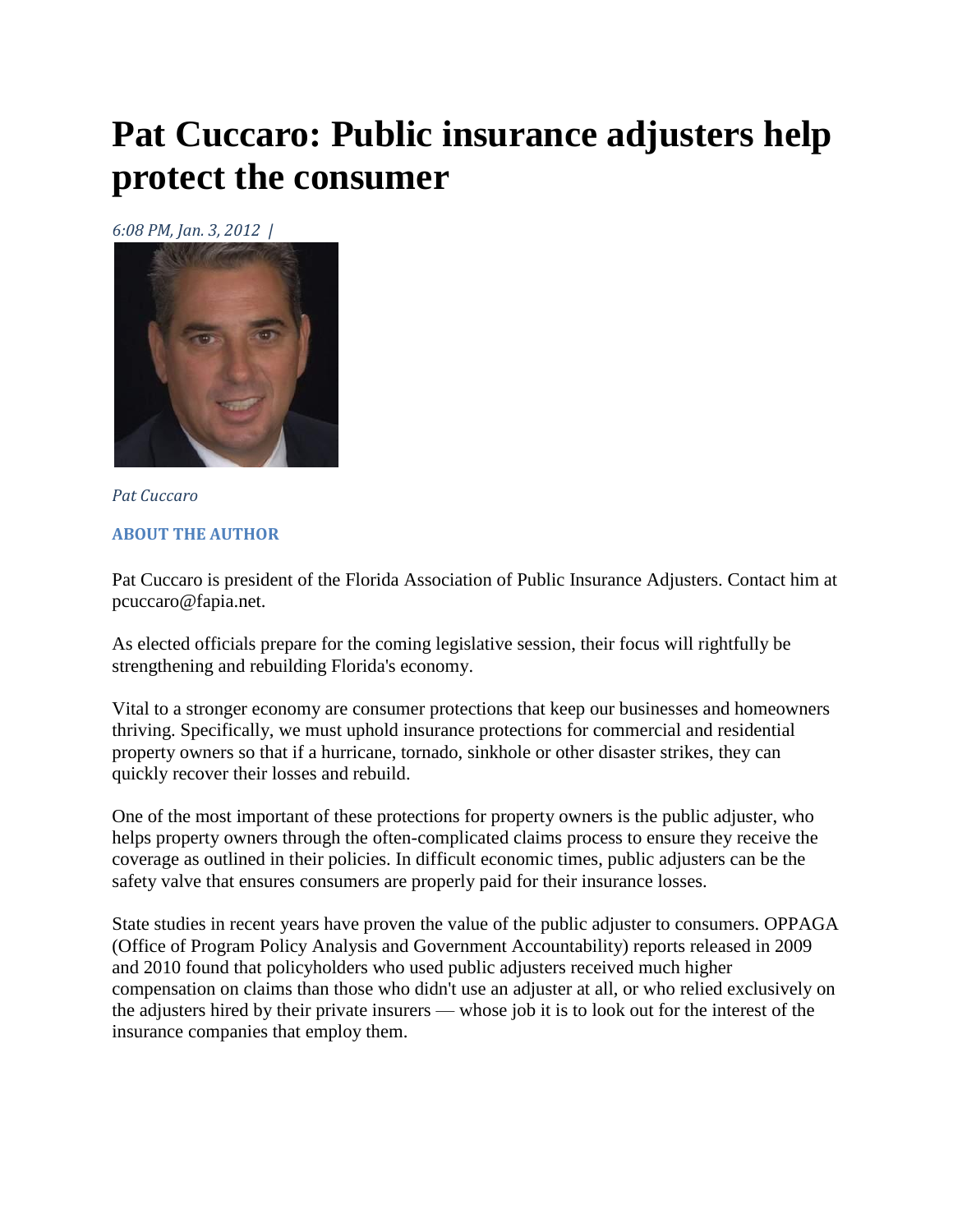# Pat Cuccaro: Public insurance adjusters help protect the consumer

*6:08 PM, Jan. 3, 2012 |*

*Pat Cuccaro*

**ABOUT THE AUTHOR**

Pat Cuccaro is president of the Florida Association of Public Insurance Adjusters. Contact him at pcuccaro@fapia.net.

As elected officials prepare for the coming legislative session, their focus will rightfully be strengthening and rebuilding Florida's economy.

Vital to a stronger economy are consumer protections that keep our businesses and homeowners thriving. Specifically, we must uphold insurance protections for commercial and residential property owners so that if a hurricane, tornado, sinkhole or other disaster strikes, they can quickly recover their losses and rebuild.

One of the most important of these protections for property owners is the public adjuster, who helps property owners through the often-complicated claims process to ensure they receive the coverage as outlined in their policies. In difficult economic times, public adjusters can be the safety valve that ensures consumers are properly paid for their insurance losses.

State studies in recent years have proven the value of the public adjuster to consumers. OPPAGA (Office of Program Policy Analysis and Government Accountability) reports released in 2009 and 2010 found that policyholders who used public adjusters received much higher compensation on claims than those who didn't use an adjuster at all, or who relied exclusively on the adjusters hired by their private insurers — whose job it is to look out for the interest of the insurance companies that employ them.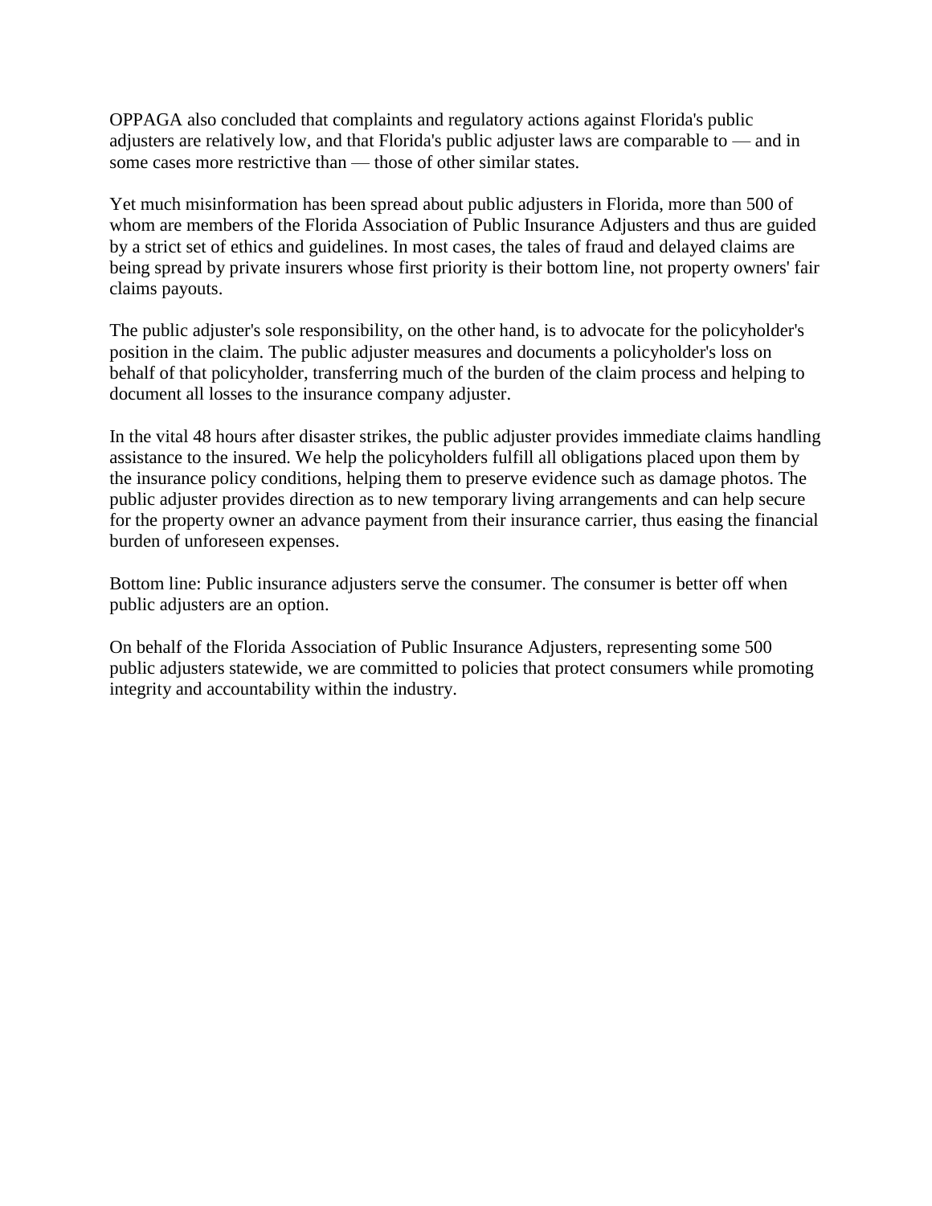OPPAGA also concluded that complaints and regulatory actions against Florida's public adjusters are relatively low, and that Florida's public adjuster laws are comparable to — and in some cases more restrictive than — those of other similar states.

Yet much misinformation has been spread about public adjusters in Florida, more than 500 of whom are members of the Florida Association of Public Insurance Adjusters and thus are guided by a strict set of ethics and guidelines. In most cases, the tales of fraud and delayed claims are being spread by private insurers whose first priority is their bottom line, not property owners' fair claims payouts.

The public adjuster's sole responsibility, on the other hand, is to advocate for the policyholder's position in the claim. The public adjuster measures and documents a policyholder's loss on behalf of that policyholder, transferring much of the burden of the claim process and helping to document all losses to the insurance company adjuster.

In the vital 48 hours after disaster strikes, the public adjuster provides immediate claims handling assistance to the insured. We help the policyholders fulfill all obligations placed upon them by the insurance policy conditions, helping them to preserve evidence such as damage photos. The public adjuster provides direction as to new temporary living arrangements and can help secure for the property owner an advance payment from their insurance carrier, thus easing the financial burden of unforeseen expenses.

Bottom line: Public insurance adjusters serve the consumer. The consumer is better off when public adjusters are an option.

On behalf of the Florida Association of Public Insurance Adjusters, representing some 500 public adjusters statewide, we are committed to policies that protect consumers while promoting integrity and accountability within the industry.